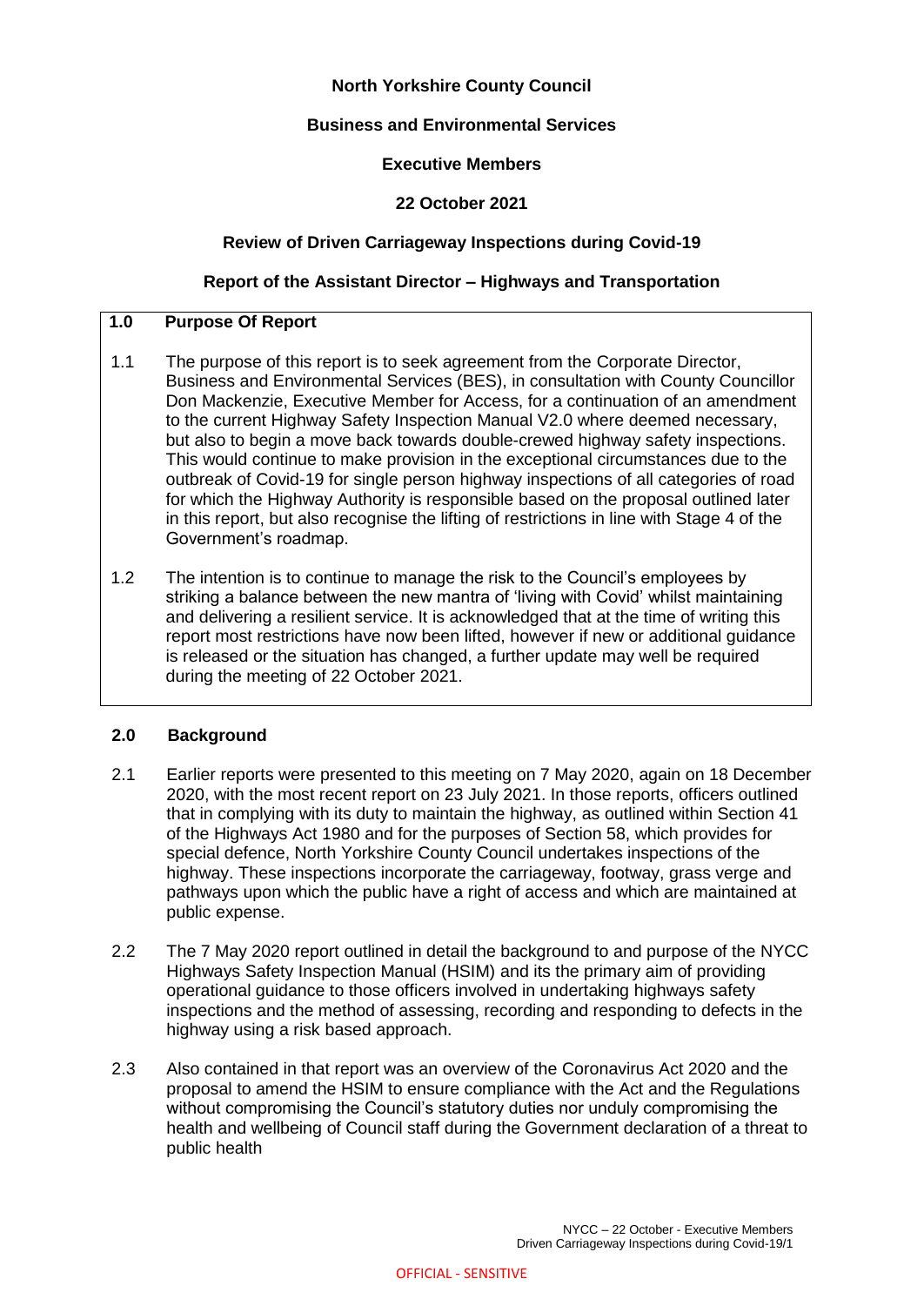**North Yorkshire County Council**

**Business and Environmental Services**

**Executive Members**

**22 October 2021**

**Review of Driven Carriageway Inspections during Covid-19**

**Report of the Assistant Director – Highways and Transportation**

## 1.0 Purpose Of Report

1.1 The purpose of this report is to seek agreement from the Corporate Director, Business and Environmental Services (BES), in consultation with County Councillor Don Mackenzie, Executive Member for Access, for a continuation of an amendment to the current Highway Safety Inspection Manual V2.0 where deemed necessary, but also to begin a move back towards double-crewed highway safety inspections. This would continue to make provision in the exceptional circumstances due to the outbreak of Covid-19 for single person highway inspections of all categories of road for which the Highway Authority is responsible based on the proposal outlined later in this report, but also recognise the lifting of restrictions in line with Stage 4 of the Government's roadmap.

1.2 The intention is to continue to manage the risk to the Council's employees by striking a balance between the new mantra of 'living with Covid' whilst maintaining and delivering a resilient service. It is acknowledged that at the time of writing this report most restrictions have now been lifted, however if new or additional guidance is released or the situation has changed, a further update may well be required during the meeting of 22 October 2021.

## 2.0 Background

2.1 Earlier reports were presented to this meeting on 7 May 2020, again on 18 December 2020, with the most recent report on 23 July 2021. In those reports, officers outlined that in complying with its duty to maintain the highway, as outlined within Section 41 of the Highways Act 1980 and for the purposes of Section 58, which provides for special defence, North Yorkshire County Council undertakes inspections of the highway. These inspections incorporate the carriageway, footway, grass verge and pathways upon which the public have a right of access and which are maintained at public expense.

2.2 The 7 May 2020 report outlined in detail the background to and purpose of the NYCC Highways Safety Inspection Manual (HSIM) and its the primary aim of providing operational guidance to those officers involved in undertaking highways safety inspections and the method of assessing, recording and responding to defects in the highway using a risk based approach.

2.3 Also contained in that report was an overview of the Coronavirus Act 2020 and the proposal to amend the HSIM to ensure compliance with the Act and the Regulations without compromising the Council's statutory duties nor unduly compromising the health and wellbeing of Council staff during the Government declaration of a threat to public health

OFFICIAL - SENSITIVE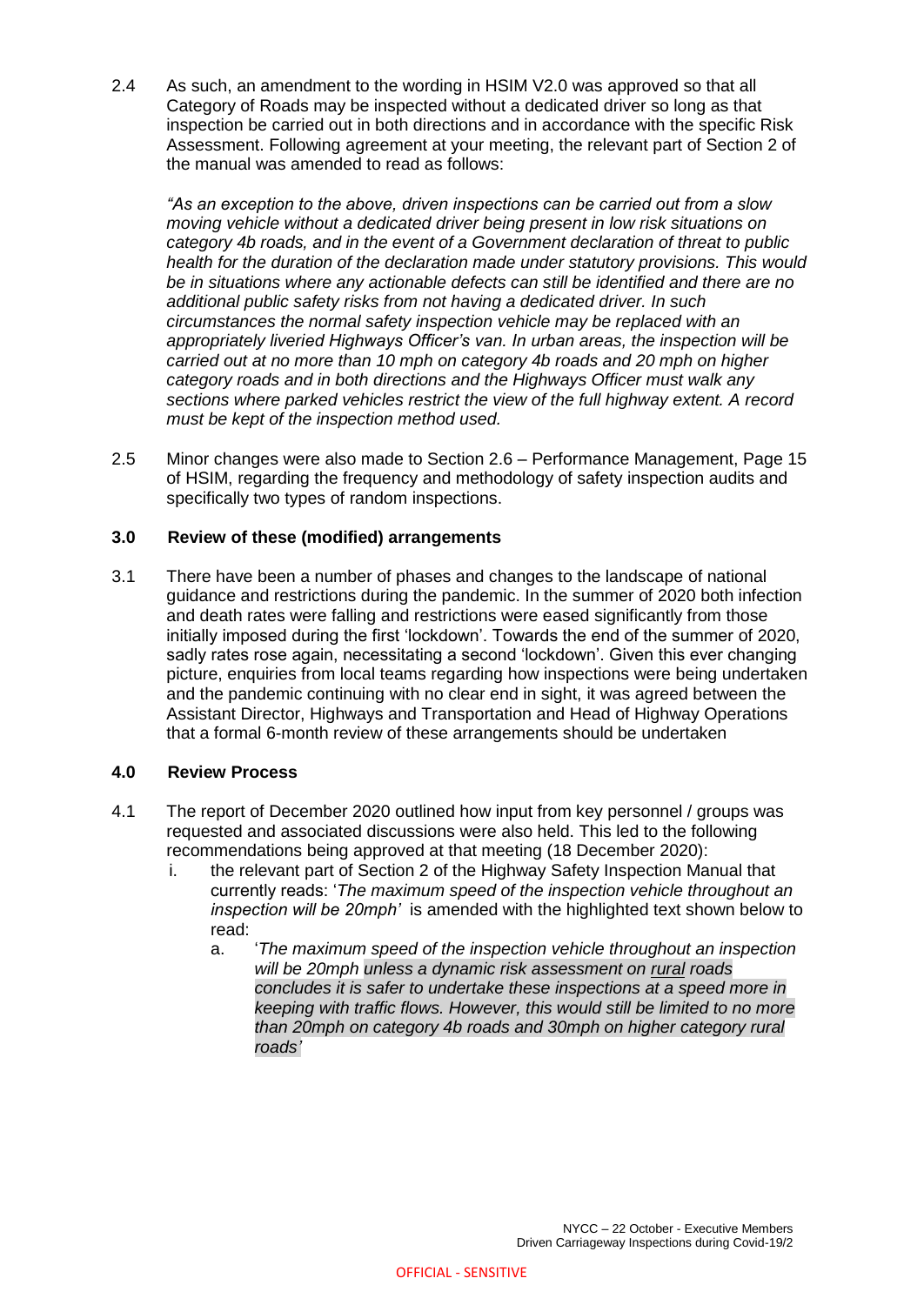2.4 As such, an amendment to the wording in HSIM V2.0 was approved so that all Category of Roads may be inspected without a dedicated driver so long as that inspection be carried out in both directions and in accordance with the specific Risk Assessment. Following agreement at your meeting, the relevant part of Section 2 of the manual was amended to read as follows:

> *"As an exception to the above, driven inspections can be carried out from a slow moving vehicle without a dedicated driver being present in low risk situations on category 4b roads, and in the event of a Government declaration of threat to public health for the duration of the declaration made under statutory provisions. This would be in situations where any actionable defects can still be identified and there are no additional public safety risks from not having a dedicated driver. In such circumstances the normal safety inspection vehicle may be replaced with an appropriately liveried Highways Officer's van. In urban areas, the inspection will be carried out at no more than 10 mph on category 4b roads and 20 mph on higher category roads and in both directions and the Highways Officer must walk any sections where parked vehicles restrict the view of the full highway extent. A record must be kept of the inspection method used.*

2.5 Minor changes were also made to Section 2.6 – Performance Management, Page 15 of HSIM, regarding the frequency and methodology of safety inspection audits and specifically two types of random inspections.

## 3.0 Review of these (modified) arrangements

3.1 There have been a number of phases and changes to the landscape of national guidance and restrictions during the pandemic. In the summer of 2020 both infection and death rates were falling and restrictions were eased significantly from those initially imposed during the first 'lockdown'. Towards the end of the summer of 2020, sadly rates rose again, necessitating a second 'lockdown'. Given this ever changing picture, enquiries from local teams regarding how inspections were being undertaken and the pandemic continuing with no clear end in sight, it was agreed between the Assistant Director, Highways and Transportation and Head of Highway Operations that a formal 6-month review of these arrangements should be undertaken

## 4.0 Review Process

4.1 The report of December 2020 outlined how input from key personnel / groups was requested and associated discussions were also held. This led to the following recommendations being approved at that meeting (18 December 2020):

i. the relevant part of Section 2 of the Highway Safety Inspection Manual that currently reads: '*The maximum speed of the inspection vehicle throughout an inspection will be 20mph*' is amended with the highlighted text shown below to read:

   a. '*The maximum speed of the inspection vehicle throughout an inspection will be 20mph unless a dynamic risk assessment on rural roads concludes it is safer to undertake these inspections at a speed more in keeping with traffic flows. However, this would still be limited to no more than 20mph on category 4b roads and 30mph on higher category rural roads*'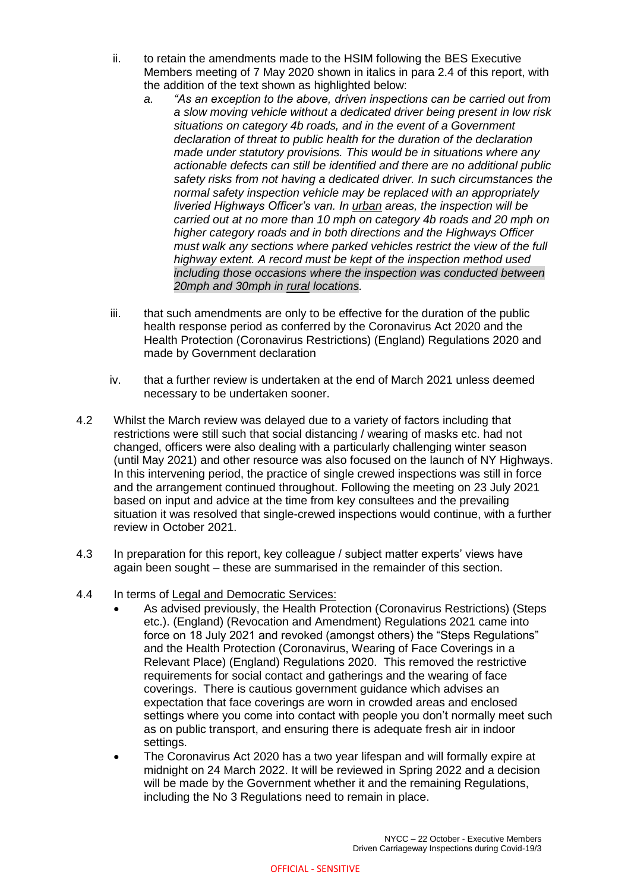ii. to retain the amendments made to the HSIM following the BES Executive Members meeting of 7 May 2020 shown in italics in para 2.4 of this report, with the addition of the text shown as highlighted below:

   a. *"As an exception to the above, driven inspections can be carried out from a slow moving vehicle without a dedicated driver being present in low risk situations on category 4b roads, and in the event of a Government declaration of threat to public health for the duration of the declaration made under statutory provisions. This would be in situations where any actionable defects can still be identified and there are no additional public safety risks from not having a dedicated driver. In such circumstances the normal safety inspection vehicle may be replaced with an appropriately liveried Highways Officer's van. In <u>urban</u> areas, the inspection will be carried out at no more than 10 mph on category 4b roads and 20 mph on higher category roads and in both directions and the Highways Officer must walk any sections where parked vehicles restrict the view of the full highway extent. A record must be kept of the inspection method used including those occasions where the inspection was conducted between 20mph and 30mph in <u>rural</u> locations.*

iii. that such amendments are only to be effective for the duration of the public health response period as conferred by the Coronavirus Act 2020 and the Health Protection (Coronavirus Restrictions) (England) Regulations 2020 and made by Government declaration

iv. that a further review is undertaken at the end of March 2021 unless deemed necessary to be undertaken sooner.

4.2 Whilst the March review was delayed due to a variety of factors including that restrictions were still such that social distancing / wearing of masks etc. had not changed, officers were also dealing with a particularly challenging winter season (until May 2021) and other resource was also focused on the launch of NY Highways. In this intervening period, the practice of single crewed inspections was still in force and the arrangement continued throughout. Following the meeting on 23 July 2021 based on input and advice at the time from key consultees and the prevailing situation it was resolved that single-crewed inspections would continue, with a further review in October 2021.

4.3 In preparation for this report, key colleague / subject matter experts' views have again been sought – these are summarised in the remainder of this section.

4.4 In terms of <u>Legal and Democratic Services:</u>

- As advised previously, the Health Protection (Coronavirus Restrictions) (Steps etc.). (England) (Revocation and Amendment) Regulations 2021 came into force on 18 July 2021 and revoked (amongst others) the "Steps Regulations" and the Health Protection (Coronavirus, Wearing of Face Coverings in a Relevant Place) (England) Regulations 2020. This removed the restrictive requirements for social contact and gatherings and the wearing of face coverings. There is cautious government guidance which advises an expectation that face coverings are worn in crowded areas and enclosed settings where you come into contact with people you don't normally meet such as on public transport, and ensuring there is adequate fresh air in indoor settings.
- The Coronavirus Act 2020 has a two year lifespan and will formally expire at midnight on 24 March 2022. It will be reviewed in Spring 2022 and a decision will be made by the Government whether it and the remaining Regulations, including the No 3 Regulations need to remain in place.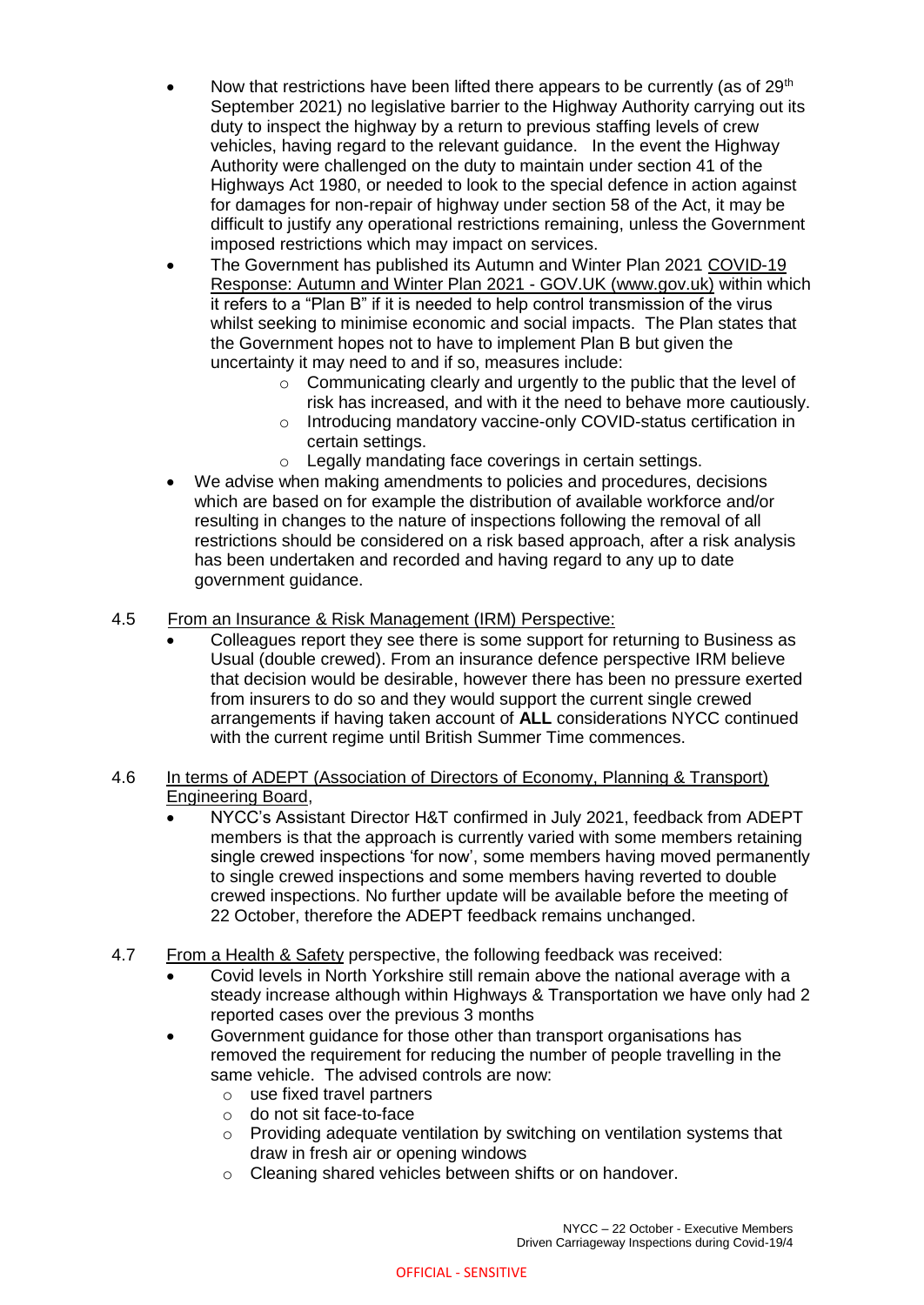- Now that restrictions have been lifted there appears to be currently (as of 29th September 2021) no legislative barrier to the Highway Authority carrying out its duty to inspect the highway by a return to previous staffing levels of crew vehicles, having regard to the relevant guidance. In the event the Highway Authority were challenged on the duty to maintain under section 41 of the Highways Act 1980, or needed to look to the special defence in action against for damages for non-repair of highway under section 58 of the Act, it may be difficult to justify any operational restrictions remaining, unless the Government imposed restrictions which may impact on services.
- The Government has published its Autumn and Winter Plan 2021 COVID-19 Response: Autumn and Winter Plan 2021 - GOV.UK (www.gov.uk) within which it refers to a "Plan B" if it is needed to help control transmission of the virus whilst seeking to minimise economic and social impacts. The Plan states that the Government hopes not to have to implement Plan B but given the uncertainty it may need to and if so, measures include:
  - Communicating clearly and urgently to the public that the level of risk has increased, and with it the need to behave more cautiously.
  - Introducing mandatory vaccine-only COVID-status certification in certain settings.
  - Legally mandating face coverings in certain settings.
- We advise when making amendments to policies and procedures, decisions which are based on for example the distribution of available workforce and/or resulting in changes to the nature of inspections following the removal of all restrictions should be considered on a risk based approach, after a risk analysis has been undertaken and recorded and having regard to any up to date government guidance.

4.5 From an Insurance & Risk Management (IRM) Perspective:

- Colleagues report they see there is some support for returning to Business as Usual (double crewed). From an insurance defence perspective IRM believe that decision would be desirable, however there has been no pressure exerted from insurers to do so and they would support the current single crewed arrangements if having taken account of **ALL** considerations NYCC continued with the current regime until British Summer Time commences.

4.6 In terms of ADEPT (Association of Directors of Economy, Planning & Transport) Engineering Board,

- NYCC's Assistant Director H&T confirmed in July 2021, feedback from ADEPT members is that the approach is currently varied with some members retaining single crewed inspections 'for now', some members having moved permanently to single crewed inspections and some members having reverted to double crewed inspections. No further update will be available before the meeting of 22 October, therefore the ADEPT feedback remains unchanged.

4.7 From a Health & Safety perspective, the following feedback was received:

- Covid levels in North Yorkshire still remain above the national average with a steady increase although within Highways & Transportation we have only had 2 reported cases over the previous 3 months
- Government guidance for those other than transport organisations has removed the requirement for reducing the number of people travelling in the same vehicle. The advised controls are now:
  - use fixed travel partners
  - do not sit face-to-face
  - Providing adequate ventilation by switching on ventilation systems that draw in fresh air or opening windows
  - Cleaning shared vehicles between shifts or on handover.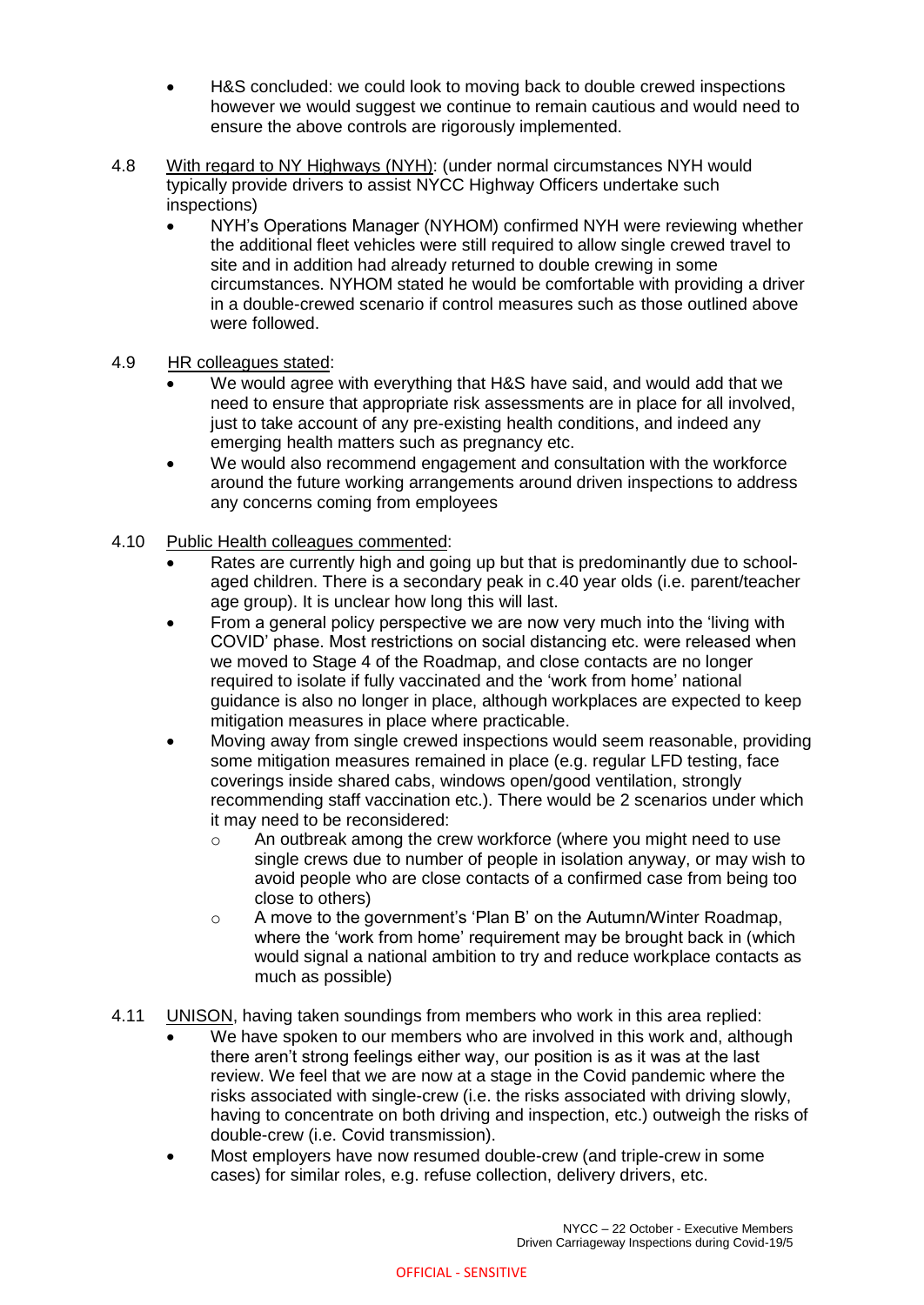- H&S concluded: we could look to moving back to double crewed inspections however we would suggest we continue to remain cautious and would need to ensure the above controls are rigorously implemented.

4.8 With regard to NY Highways (NYH): (under normal circumstances NYH would typically provide drivers to assist NYCC Highway Officers undertake such inspections)

- NYH's Operations Manager (NYHOM) confirmed NYH were reviewing whether the additional fleet vehicles were still required to allow single crewed travel to site and in addition had already returned to double crewing in some circumstances. NYHOM stated he would be comfortable with providing a driver in a double-crewed scenario if control measures such as those outlined above were followed.

4.9 HR colleagues stated:

- We would agree with everything that H&S have said, and would add that we need to ensure that appropriate risk assessments are in place for all involved, just to take account of any pre-existing health conditions, and indeed any emerging health matters such as pregnancy etc.
- We would also recommend engagement and consultation with the workforce around the future working arrangements around driven inspections to address any concerns coming from employees

4.10 Public Health colleagues commented:

- Rates are currently high and going up but that is predominantly due to school-aged children. There is a secondary peak in c.40 year olds (i.e. parent/teacher age group). It is unclear how long this will last.
- From a general policy perspective we are now very much into the 'living with COVID' phase. Most restrictions on social distancing etc. were released when we moved to Stage 4 of the Roadmap, and close contacts are no longer required to isolate if fully vaccinated and the 'work from home' national guidance is also no longer in place, although workplaces are expected to keep mitigation measures in place where practicable.
- Moving away from single crewed inspections would seem reasonable, providing some mitigation measures remained in place (e.g. regular LFD testing, face coverings inside shared cabs, windows open/good ventilation, strongly recommending staff vaccination etc.). There would be 2 scenarios under which it may need to be reconsidered:
  - An outbreak among the crew workforce (where you might need to use single crews due to number of people in isolation anyway, or may wish to avoid people who are close contacts of a confirmed case from being too close to others)
  - A move to the government's 'Plan B' on the Autumn/Winter Roadmap, where the 'work from home' requirement may be brought back in (which would signal a national ambition to try and reduce workplace contacts as much as possible)

4.11 UNISON, having taken soundings from members who work in this area replied:

- We have spoken to our members who are involved in this work and, although there aren't strong feelings either way, our position is as it was at the last review. We feel that we are now at a stage in the Covid pandemic where the risks associated with single-crew (i.e. the risks associated with driving slowly, having to concentrate on both driving and inspection, etc.) outweigh the risks of double-crew (i.e. Covid transmission).
- Most employers have now resumed double-crew (and triple-crew in some cases) for similar roles, e.g. refuse collection, delivery drivers, etc.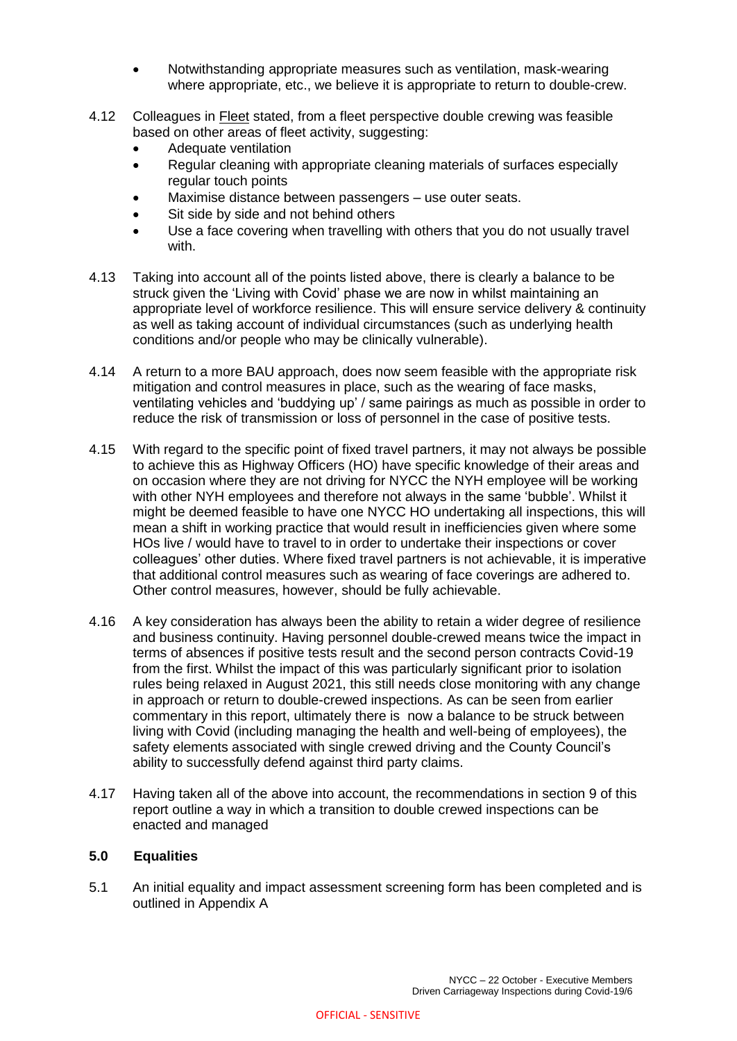- Notwithstanding appropriate measures such as ventilation, mask-wearing where appropriate, etc., we believe it is appropriate to return to double-crew.

4.12 Colleagues in Fleet stated, from a fleet perspective double crewing was feasible based on other areas of fleet activity, suggesting:

- Adequate ventilation
- Regular cleaning with appropriate cleaning materials of surfaces especially regular touch points
- Maximise distance between passengers – use outer seats.
- Sit side by side and not behind others
- Use a face covering when travelling with others that you do not usually travel with.

4.13 Taking into account all of the points listed above, there is clearly a balance to be struck given the 'Living with Covid' phase we are now in whilst maintaining an appropriate level of workforce resilience. This will ensure service delivery & continuity as well as taking account of individual circumstances (such as underlying health conditions and/or people who may be clinically vulnerable).

4.14 A return to a more BAU approach, does now seem feasible with the appropriate risk mitigation and control measures in place, such as the wearing of face masks, ventilating vehicles and 'buddying up' / same pairings as much as possible in order to reduce the risk of transmission or loss of personnel in the case of positive tests.

4.15 With regard to the specific point of fixed travel partners, it may not always be possible to achieve this as Highway Officers (HO) have specific knowledge of their areas and on occasion where they are not driving for NYCC the NYH employee will be working with other NYH employees and therefore not always in the same 'bubble'. Whilst it might be deemed feasible to have one NYCC HO undertaking all inspections, this will mean a shift in working practice that would result in inefficiencies given where some HOs live / would have to travel to in order to undertake their inspections or cover colleagues' other duties. Where fixed travel partners is not achievable, it is imperative that additional control measures such as wearing of face coverings are adhered to. Other control measures, however, should be fully achievable.

4.16 A key consideration has always been the ability to retain a wider degree of resilience and business continuity. Having personnel double-crewed means twice the impact in terms of absences if positive tests result and the second person contracts Covid-19 from the first. Whilst the impact of this was particularly significant prior to isolation rules being relaxed in August 2021, this still needs close monitoring with any change in approach or return to double-crewed inspections. As can be seen from earlier commentary in this report, ultimately there is now a balance to be struck between living with Covid (including managing the health and well-being of employees), the safety elements associated with single crewed driving and the County Council's ability to successfully defend against third party claims.

4.17 Having taken all of the above into account, the recommendations in section 9 of this report outline a way in which a transition to double crewed inspections can be enacted and managed

## 5.0 Equalities

5.1 An initial equality and impact assessment screening form has been completed and is outlined in Appendix A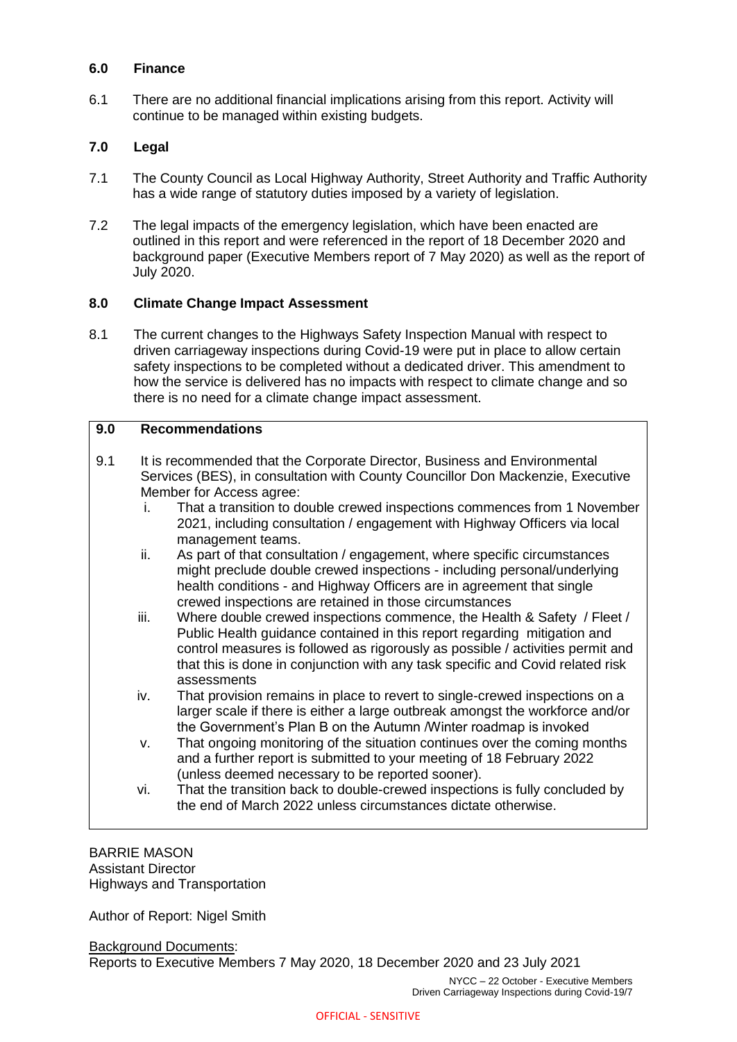## 6.0 Finance

6.1 There are no additional financial implications arising from this report. Activity will continue to be managed within existing budgets.

## 7.0 Legal

7.1 The County Council as Local Highway Authority, Street Authority and Traffic Authority has a wide range of statutory duties imposed by a variety of legislation.

7.2 The legal impacts of the emergency legislation, which have been enacted are outlined in this report and were referenced in the report of 18 December 2020 and background paper (Executive Members report of 7 May 2020) as well as the report of July 2020.

## 8.0 Climate Change Impact Assessment

8.1 The current changes to the Highways Safety Inspection Manual with respect to driven carriageway inspections during Covid-19 were put in place to allow certain safety inspections to be completed without a dedicated driver. This amendment to how the service is delivered has no impacts with respect to climate change and so there is no need for a climate change impact assessment.

## 9.0 Recommendations

9.1 It is recommended that the Corporate Director, Business and Environmental Services (BES), in consultation with County Councillor Don Mackenzie, Executive Member for Access agree:

i. That a transition to double crewed inspections commences from 1 November 2021, including consultation / engagement with Highway Officers via local management teams.

ii. As part of that consultation / engagement, where specific circumstances might preclude double crewed inspections - including personal/underlying health conditions - and Highway Officers are in agreement that single crewed inspections are retained in those circumstances

iii. Where double crewed inspections commence, the Health & Safety / Fleet / Public Health guidance contained in this report regarding mitigation and control measures is followed as rigorously as possible / activities permit and that this is done in conjunction with any task specific and Covid related risk assessments

iv. That provision remains in place to revert to single-crewed inspections on a larger scale if there is either a large outbreak amongst the workforce and/or the Government's Plan B on the Autumn /Winter roadmap is invoked

v. That ongoing monitoring of the situation continues over the coming months and a further report is submitted to your meeting of 18 February 2022 (unless deemed necessary to be reported sooner).

vi. That the transition back to double-crewed inspections is fully concluded by the end of March 2022 unless circumstances dictate otherwise.

BARRIE MASON
Assistant Director
Highways and Transportation

Author of Report: Nigel Smith

Background Documents:
Reports to Executive Members 7 May 2020, 18 December 2020 and 23 July 2021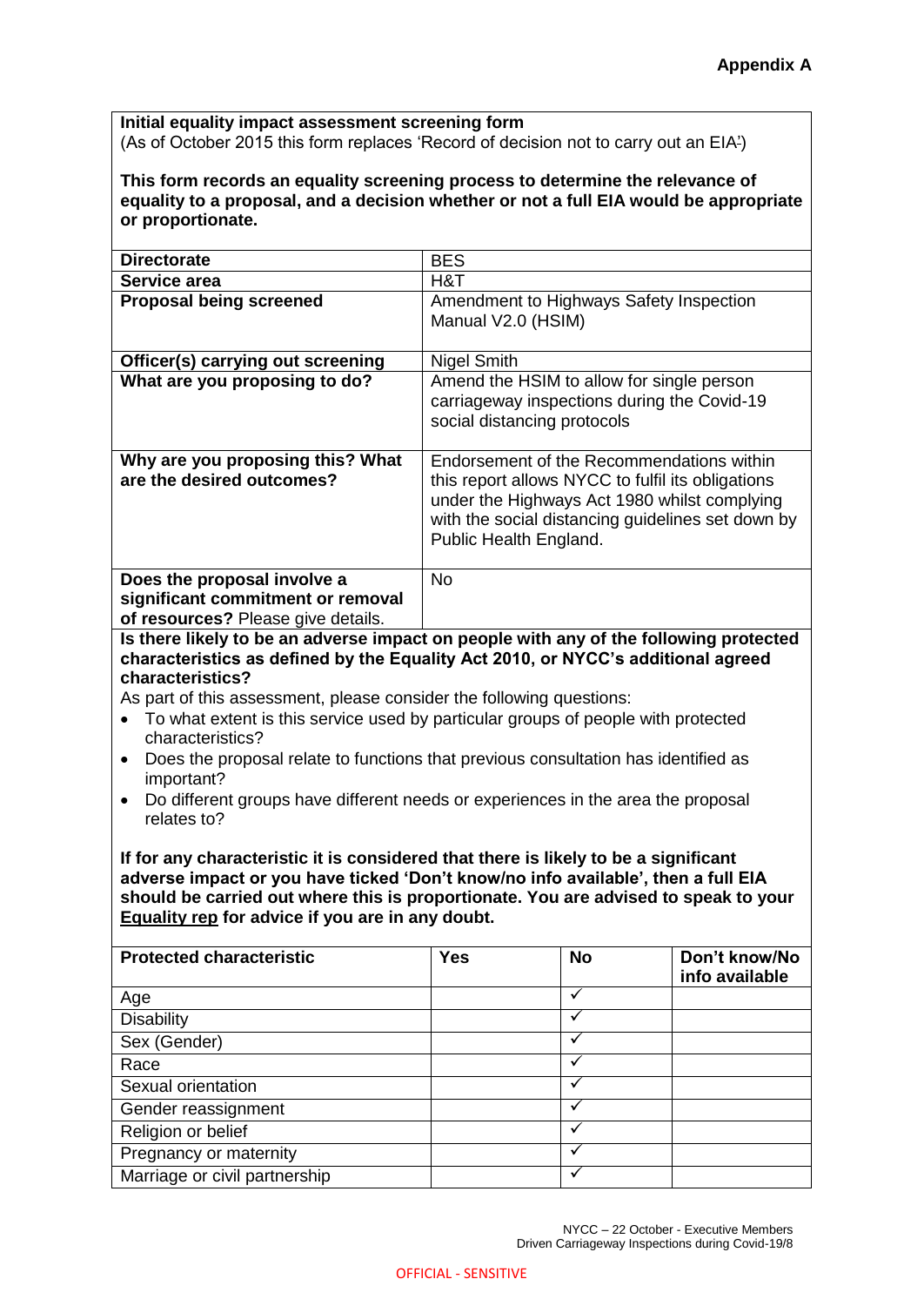**Appendix A**

**Initial equality impact assessment screening form**
(As of October 2015 this form replaces 'Record of decision not to carry out an EIA')

**This form records an equality screening process to determine the relevance of equality to a proposal, and a decision whether or not a full EIA would be appropriate or proportionate.**

| | |
|---|---|
| **Directorate** | BES |
| **Service area** | H&T |
| **Proposal being screened** | Amendment to Highways Safety Inspection Manual V2.0 (HSIM) |
| **Officer(s) carrying out screening** | Nigel Smith |
| **What are you proposing to do?** | Amend the HSIM to allow for single person carriageway inspections during the Covid-19 social distancing protocols |
| **Why are you proposing this? What are the desired outcomes?** | Endorsement of the Recommendations within this report allows NYCC to fulfil its obligations under the Highways Act 1980 whilst complying with the social distancing guidelines set down by Public Health England. |
| **Does the proposal involve a significant commitment or removal of resources?** Please give details. | No |

**Is there likely to be an adverse impact on people with any of the following protected characteristics as defined by the Equality Act 2010, or NYCC's additional agreed characteristics?**

As part of this assessment, please consider the following questions:

- To what extent is this service used by particular groups of people with protected characteristics?
- Does the proposal relate to functions that previous consultation has identified as important?
- Do different groups have different needs or experiences in the area the proposal relates to?

**If for any characteristic it is considered that there is likely to be a significant adverse impact or you have ticked 'Don't know/no info available', then a full EIA should be carried out where this is proportionate. You are advised to speak to your Equality rep for advice if you are in any doubt.**

| **Protected characteristic** | **Yes** | **No** | **Don't know/No info available** |
|---|---|---|---|
| Age | | ✓ | |
| Disability | | ✓ | |
| Sex (Gender) | | ✓ | |
| Race | | ✓ | |
| Sexual orientation | | ✓ | |
| Gender reassignment | | ✓ | |
| Religion or belief | | ✓ | |
| Pregnancy or maternity | | ✓ | |
| Marriage or civil partnership | | ✓ | |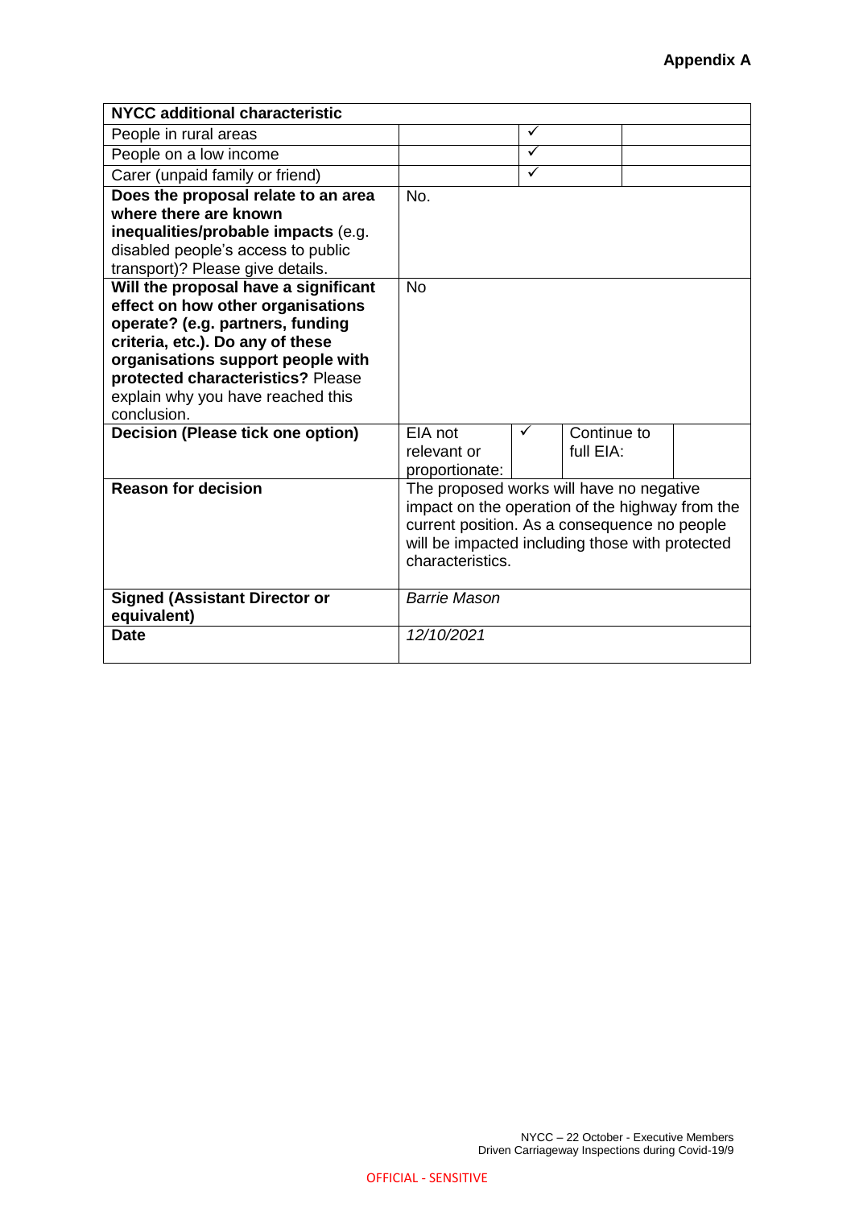**Appendix A**

| NYCC additional characteristic | | | | |
|---|---|---|---|---|
| People in rural areas | | ✓ | | |
| People on a low income | | ✓ | | |
| Carer (unpaid family or friend) | | ✓ | | |
| **Does the proposal relate to an area where there are known inequalities/probable impacts** (e.g. disabled people's access to public transport)? Please give details. | No. | | | |
| **Will the proposal have a significant effect on how other organisations operate? (e.g. partners, funding criteria, etc.). Do any of these organisations support people with protected characteristics?** Please explain why you have reached this conclusion. | No | | | |
| **Decision (Please tick one option)** | EIA not relevant or proportionate: | ✓ | Continue to full EIA: | |
| **Reason for decision** | The proposed works will have no negative impact on the operation of the highway from the current position. As a consequence no people will be impacted including those with protected characteristics. | | | |
| **Signed (Assistant Director or equivalent)** | *Barrie Mason* | | | |
| **Date** | *12/10/2021* | | | |